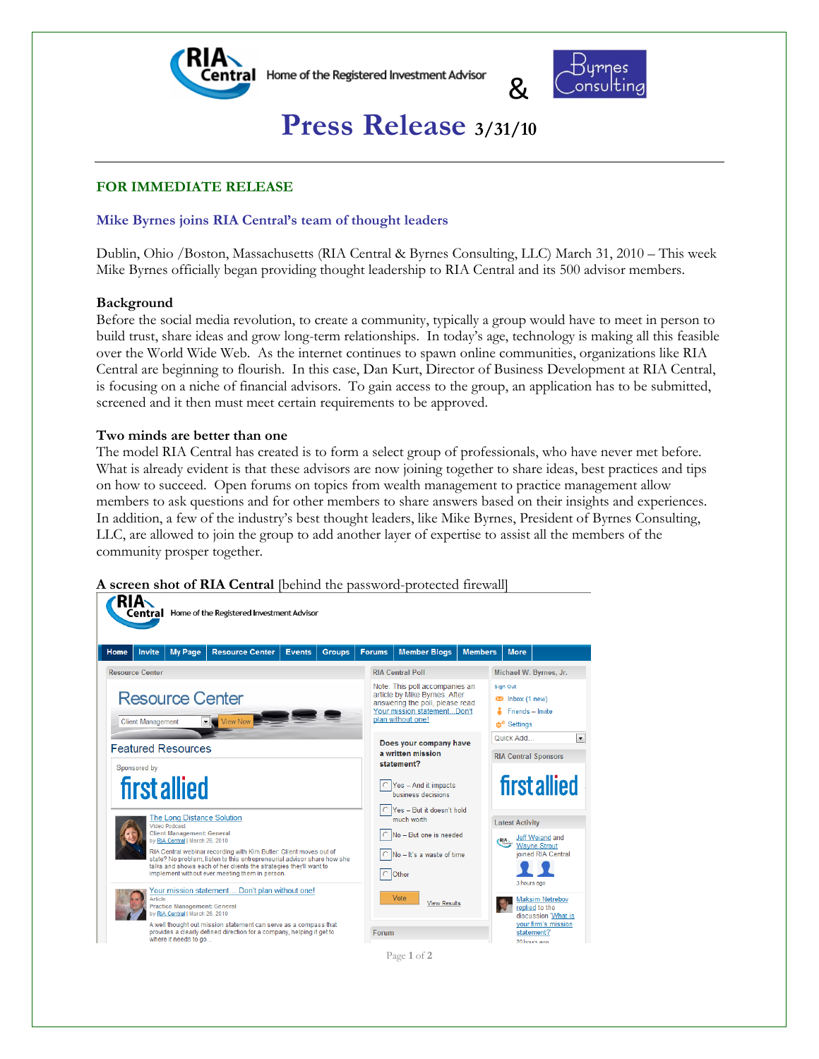RIA Central — Home of the Registered Investment Advisor & Byrnes Consulting

# Press Release 3/31/10

**FOR IMMEDIATE RELEASE**

## Mike Byrnes joins RIA Central's team of thought leaders

Dublin, Ohio /Boston, Massachusetts (RIA Central & Byrnes Consulting, LLC) March 31, 2010 – This week Mike Byrnes officially began providing thought leadership to RIA Central and its 500 advisor members.

### Background

Before the social media revolution, to create a community, typically a group would have to meet in person to build trust, share ideas and grow long-term relationships. In today's age, technology is making all this feasible over the World Wide Web. As the internet continues to spawn online communities, organizations like RIA Central are beginning to flourish. In this case, Dan Kurt, Director of Business Development at RIA Central, is focusing on a niche of financial advisors. To gain access to the group, an application has to be submitted, screened and it then must meet certain requirements to be approved.

### Two minds are better than one

The model RIA Central has created is to form a select group of professionals, who have never met before. What is already evident is that these advisors are now joining together to share ideas, best practices and tips on how to succeed. Open forums on topics from wealth management to practice management allow members to ask questions and for other members to share answers based on their insights and experiences. In addition, a few of the industry's best thought leaders, like Mike Byrnes, President of Byrnes Consulting, LLC, are allowed to join the group to add another layer of expertise to assist all the members of the community prosper together.

**A screen shot of RIA Central** [behind the password-protected firewall]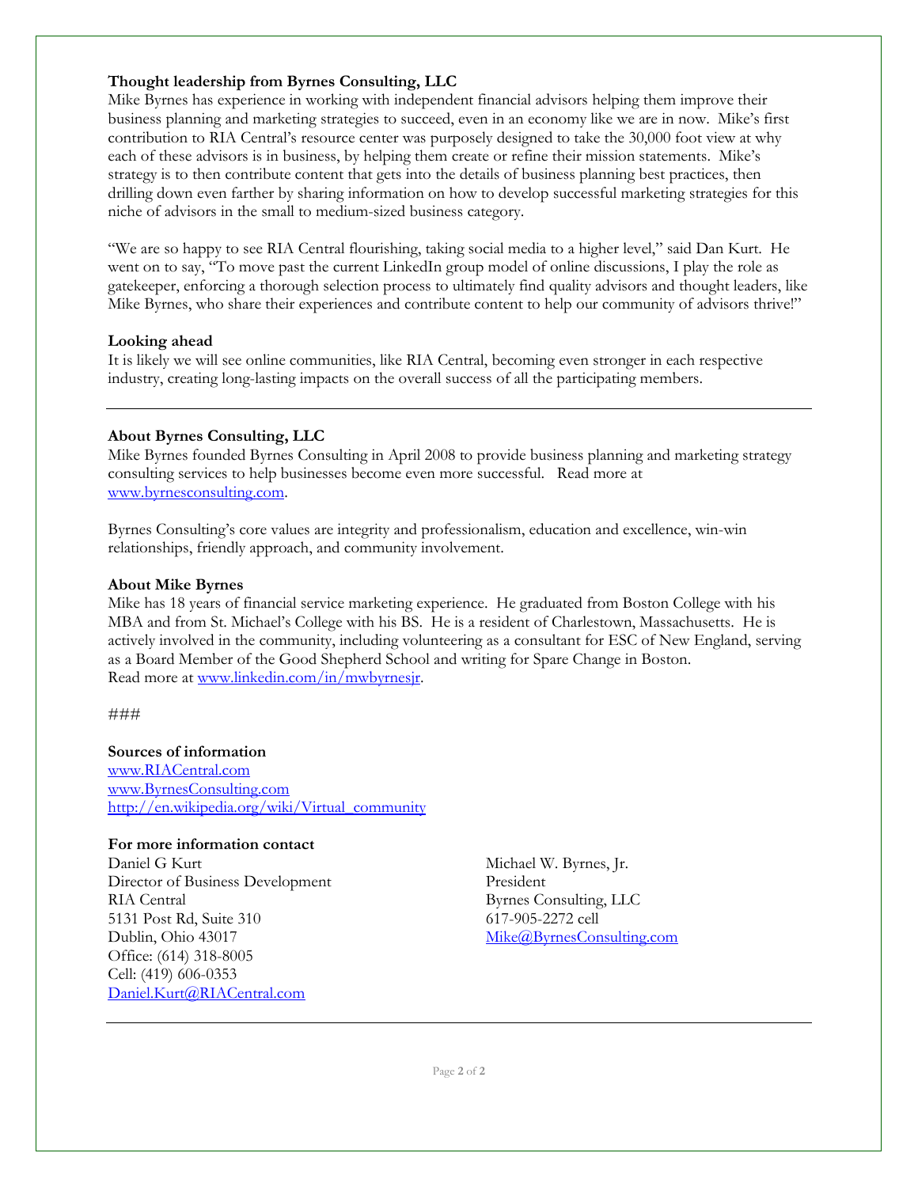**Thought leadership from Byrnes Consulting, LLC**

Mike Byrnes has experience in working with independent financial advisors helping them improve their business planning and marketing strategies to succeed, even in an economy like we are in now. Mike's first contribution to RIA Central's resource center was purposely designed to take the 30,000 foot view at why each of these advisors is in business, by helping them create or refine their mission statements. Mike's strategy is to then contribute content that gets into the details of business planning best practices, then drilling down even farther by sharing information on how to develop successful marketing strategies for this niche of advisors in the small to medium-sized business category.

"We are so happy to see RIA Central flourishing, taking social media to a higher level," said Dan Kurt. He went on to say, "To move past the current LinkedIn group model of online discussions, I play the role as gatekeeper, enforcing a thorough selection process to ultimately find quality advisors and thought leaders, like Mike Byrnes, who share their experiences and contribute content to help our community of advisors thrive!"

**Looking ahead**

It is likely we will see online communities, like RIA Central, becoming even stronger in each respective industry, creating long-lasting impacts on the overall success of all the participating members.

---

**About Byrnes Consulting, LLC**

Mike Byrnes founded Byrnes Consulting in April 2008 to provide business planning and marketing strategy consulting services to help businesses become even more successful. Read more at www.byrnesconsulting.com.

Byrnes Consulting's core values are integrity and professionalism, education and excellence, win-win relationships, friendly approach, and community involvement.

**About Mike Byrnes**

Mike has 18 years of financial service marketing experience. He graduated from Boston College with his MBA and from St. Michael's College with his BS. He is a resident of Charlestown, Massachusetts. He is actively involved in the community, including volunteering as a consultant for ESC of New England, serving as a Board Member of the Good Shepherd School and writing for Spare Change in Boston.
Read more at www.linkedin.com/in/mwbyrnesjr.

###

**Sources of information**

www.RIACentral.com
www.ByrnesConsulting.com
http://en.wikipedia.org/wiki/Virtual_community

**For more information contact**

Daniel G Kurt
Director of Business Development
RIA Central
5131 Post Rd, Suite 310
Dublin, Ohio 43017
Office: (614) 318-8005
Cell: (419) 606-0353
Daniel.Kurt@RIACentral.com

Michael W. Byrnes, Jr.
President
Byrnes Consulting, LLC
617-905-2272 cell
Mike@ByrnesConsulting.com

---